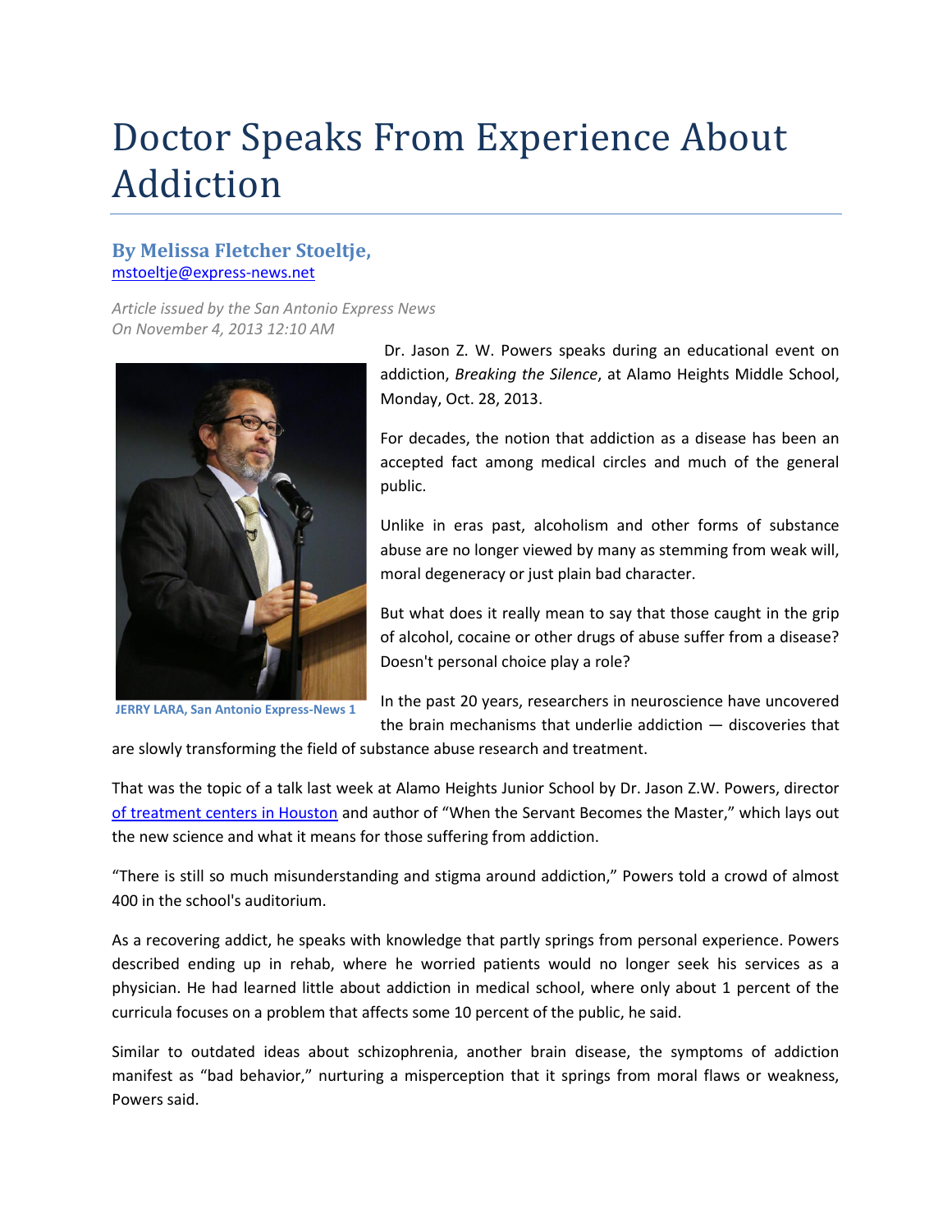# Doctor Speaks From Experience About Addiction

**By Melissa Fletcher Stoeltje,**
mstoeltje@express-news.net

*Article issued by the San Antonio Express News*
*On November 4, 2013 12:10 AM*

JERRY LARA, San Antonio Express-News 1

Dr. Jason Z. W. Powers speaks during an educational event on addiction, *Breaking the Silence*, at Alamo Heights Middle School, Monday, Oct. 28, 2013.

For decades, the notion that addiction as a disease has been an accepted fact among medical circles and much of the general public.

Unlike in eras past, alcoholism and other forms of substance abuse are no longer viewed by many as stemming from weak will, moral degeneracy or just plain bad character.

But what does it really mean to say that those caught in the grip of alcohol, cocaine or other drugs of abuse suffer from a disease? Doesn't personal choice play a role?

In the past 20 years, researchers in neuroscience have uncovered the brain mechanisms that underlie addiction — discoveries that are slowly transforming the field of substance abuse research and treatment.

That was the topic of a talk last week at Alamo Heights Junior School by Dr. Jason Z.W. Powers, director of treatment centers in Houston and author of "When the Servant Becomes the Master," which lays out the new science and what it means for those suffering from addiction.

"There is still so much misunderstanding and stigma around addiction," Powers told a crowd of almost 400 in the school's auditorium.

As a recovering addict, he speaks with knowledge that partly springs from personal experience. Powers described ending up in rehab, where he worried patients would no longer seek his services as a physician. He had learned little about addiction in medical school, where only about 1 percent of the curricula focuses on a problem that affects some 10 percent of the public, he said.

Similar to outdated ideas about schizophrenia, another brain disease, the symptoms of addiction manifest as "bad behavior," nurturing a misperception that it springs from moral flaws or weakness, Powers said.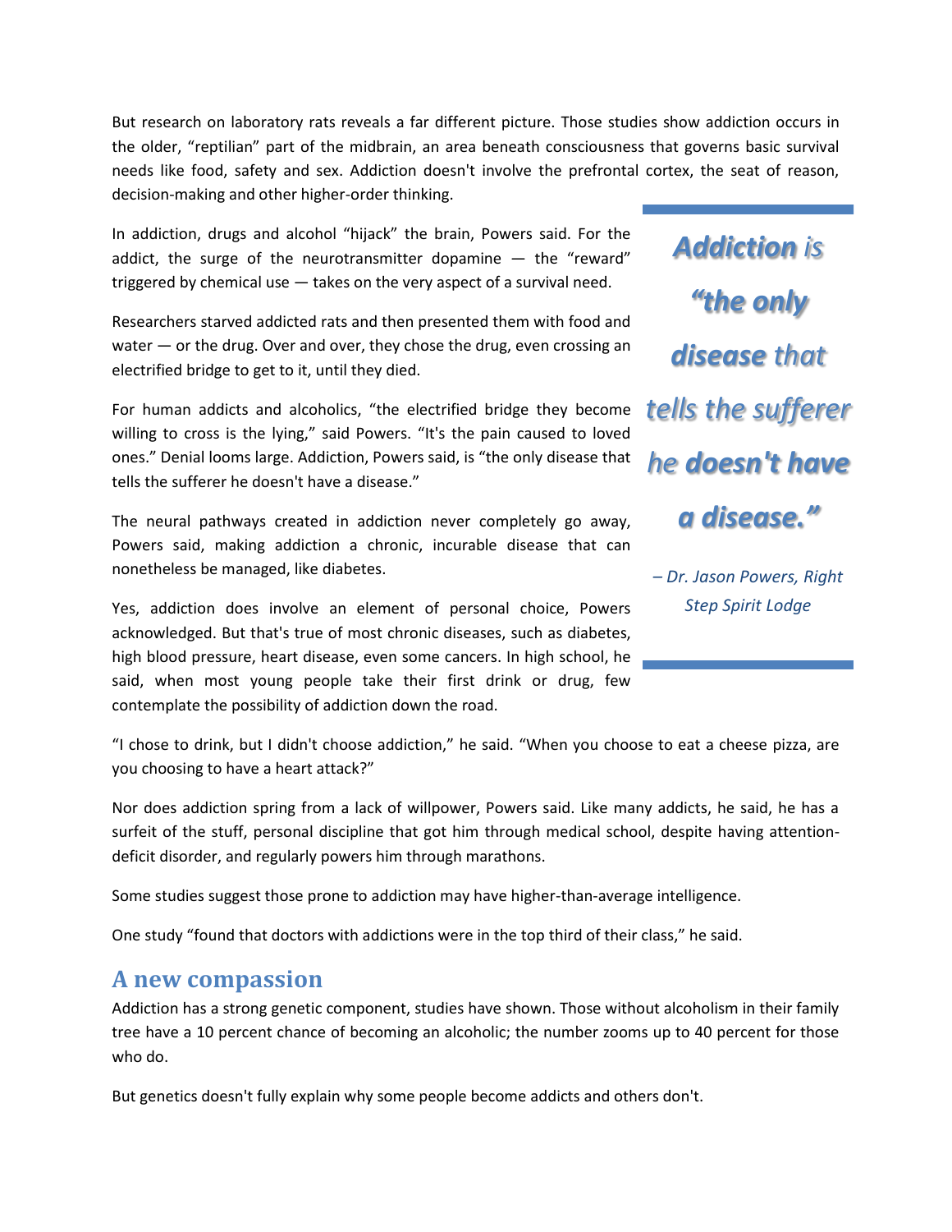But research on laboratory rats reveals a far different picture. Those studies show addiction occurs in the older, “reptilian” part of the midbrain, an area beneath consciousness that governs basic survival needs like food, safety and sex. Addiction doesn't involve the prefrontal cortex, the seat of reason, decision-making and other higher-order thinking.

In addiction, drugs and alcohol “hijack” the brain, Powers said. For the addict, the surge of the neurotransmitter dopamine — the “reward” triggered by chemical use — takes on the very aspect of a survival need.

Researchers starved addicted rats and then presented them with food and water — or the drug. Over and over, they chose the drug, even crossing an electrified bridge to get to it, until they died.

For human addicts and alcoholics, “the electrified bridge they become willing to cross is the lying,” said Powers. “It's the pain caused to loved ones.” Denial looms large. Addiction, Powers said, is “the only disease that tells the sufferer he doesn't have a disease.”

> ***Addiction** is “**the only disease** that tells the sufferer he **doesn't have a disease.**”*
>
> *– Dr. Jason Powers, Right Step Spirit Lodge*

The neural pathways created in addiction never completely go away, Powers said, making addiction a chronic, incurable disease that can nonetheless be managed, like diabetes.

Yes, addiction does involve an element of personal choice, Powers acknowledged. But that's true of most chronic diseases, such as diabetes, high blood pressure, heart disease, even some cancers. In high school, he said, when most young people take their first drink or drug, few contemplate the possibility of addiction down the road.

“I chose to drink, but I didn't choose addiction,” he said. “When you choose to eat a cheese pizza, are you choosing to have a heart attack?”

Nor does addiction spring from a lack of willpower, Powers said. Like many addicts, he said, he has a surfeit of the stuff, personal discipline that got him through medical school, despite having attention-deficit disorder, and regularly powers him through marathons.

Some studies suggest those prone to addiction may have higher-than-average intelligence.

One study “found that doctors with addictions were in the top third of their class,” he said.

## A new compassion

Addiction has a strong genetic component, studies have shown. Those without alcoholism in their family tree have a 10 percent chance of becoming an alcoholic; the number zooms up to 40 percent for those who do.

But genetics doesn't fully explain why some people become addicts and others don't.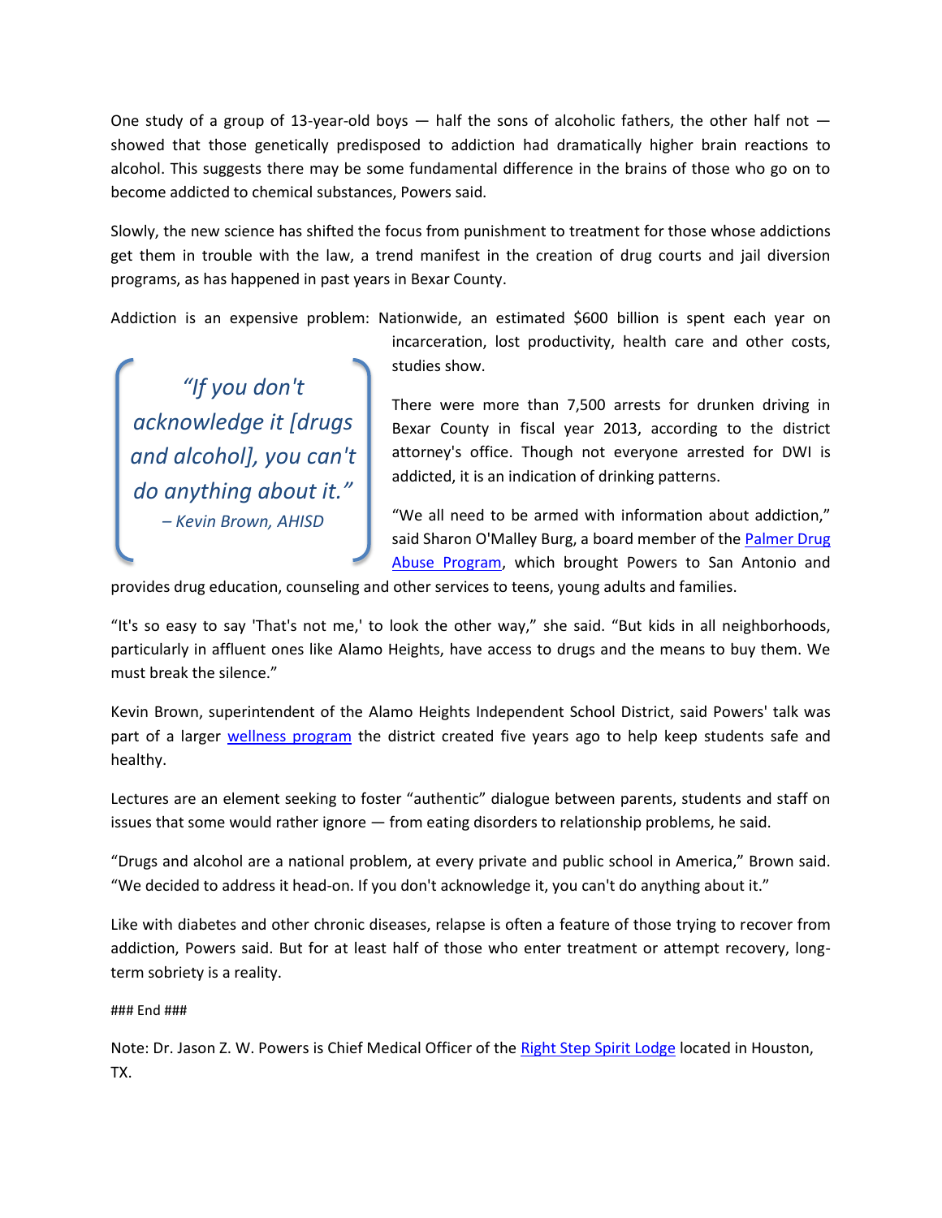One study of a group of 13-year-old boys — half the sons of alcoholic fathers, the other half not — showed that those genetically predisposed to addiction had dramatically higher brain reactions to alcohol. This suggests there may be some fundamental difference in the brains of those who go on to become addicted to chemical substances, Powers said.

Slowly, the new science has shifted the focus from punishment to treatment for those whose addictions get them in trouble with the law, a trend manifest in the creation of drug courts and jail diversion programs, as has happened in past years in Bexar County.

Addiction is an expensive problem: Nationwide, an estimated $600 billion is spent each year on incarceration, lost productivity, health care and other costs, studies show.

> *"If you don't acknowledge it [drugs and alcohol], you can't do anything about it."*
> *– Kevin Brown, AHISD*

There were more than 7,500 arrests for drunken driving in Bexar County in fiscal year 2013, according to the district attorney's office. Though not everyone arrested for DWI is addicted, it is an indication of drinking patterns.

"We all need to be armed with information about addiction," said Sharon O'Malley Burg, a board member of the Palmer Drug Abuse Program, which brought Powers to San Antonio and provides drug education, counseling and other services to teens, young adults and families.

"It's so easy to say 'That's not me,' to look the other way," she said. "But kids in all neighborhoods, particularly in affluent ones like Alamo Heights, have access to drugs and the means to buy them. We must break the silence."

Kevin Brown, superintendent of the Alamo Heights Independent School District, said Powers' talk was part of a larger wellness program the district created five years ago to help keep students safe and healthy.

Lectures are an element seeking to foster "authentic" dialogue between parents, students and staff on issues that some would rather ignore — from eating disorders to relationship problems, he said.

"Drugs and alcohol are a national problem, at every private and public school in America," Brown said. "We decided to address it head-on. If you don't acknowledge it, you can't do anything about it."

Like with diabetes and other chronic diseases, relapse is often a feature of those trying to recover from addiction, Powers said. But for at least half of those who enter treatment or attempt recovery, long-term sobriety is a reality.

### End ###

Note: Dr. Jason Z. W. Powers is Chief Medical Officer of the Right Step Spirit Lodge located in Houston, TX.